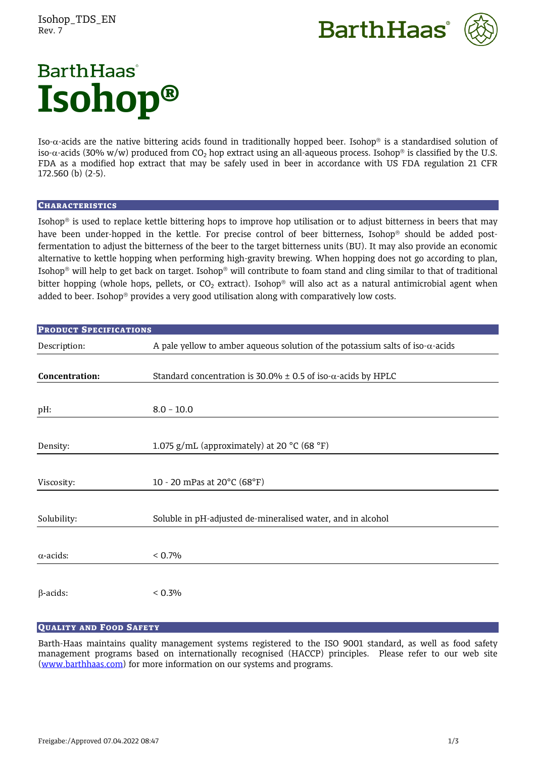# BarthHaas Isohop®

Iso-α-acids are the native bittering acids found in traditionally hopped beer. Isohop® is a standardised solution of iso-α-acids (30% w/w) produced from $CO_2$ hop extract using an all-aqueous process. Isohop® is classified by the U.S. FDA as a modified hop extract that may be safely used in beer in accordance with US FDA regulation 21 CFR 172.560 (b) (2-5).

## Characteristics

Isohop® is used to replace kettle bittering hops to improve hop utilisation or to adjust bitterness in beers that may have been under-hopped in the kettle. For precise control of beer bitterness, Isohop® should be added post-fermentation to adjust the bitterness of the beer to the target bitterness units (BU). It may also provide an economic alternative to kettle hopping when performing high-gravity brewing. When hopping does not go according to plan, Isohop® will help to get back on target. Isohop® will contribute to foam stand and cling similar to that of traditional bitter hopping (whole hops, pellets, or $CO_2$ extract). Isohop® will also act as a natural antimicrobial agent when added to beer. Isohop® provides a very good utilisation along with comparatively low costs.

## Product Specifications

| | |
|---|---|
| Description: | A pale yellow to amber aqueous solution of the potassium salts of iso-α-acids |
| **Concentration:** | Standard concentration is 30.0% ± 0.5 of iso-α-acids by HPLC |
| pH: | 8.0 – 10.0 |
| Density: | 1.075 g/mL (approximately) at 20 °C (68 °F) |
| Viscosity: | 10 - 20 mPas at 20°C (68°F) |
| Solubility: | Soluble in pH-adjusted de-mineralised water, and in alcohol |
| α-acids: | < 0.7% |
| β-acids: | < 0.3% |

## Quality and Food Safety

Barth-Haas maintains quality management systems registered to the ISO 9001 standard, as well as food safety management programs based on internationally recognised (HACCP) principles. Please refer to our web site (www.barthhaas.com) for more information on our systems and programs.

Freigabe:/Approved 07.04.2022 08:47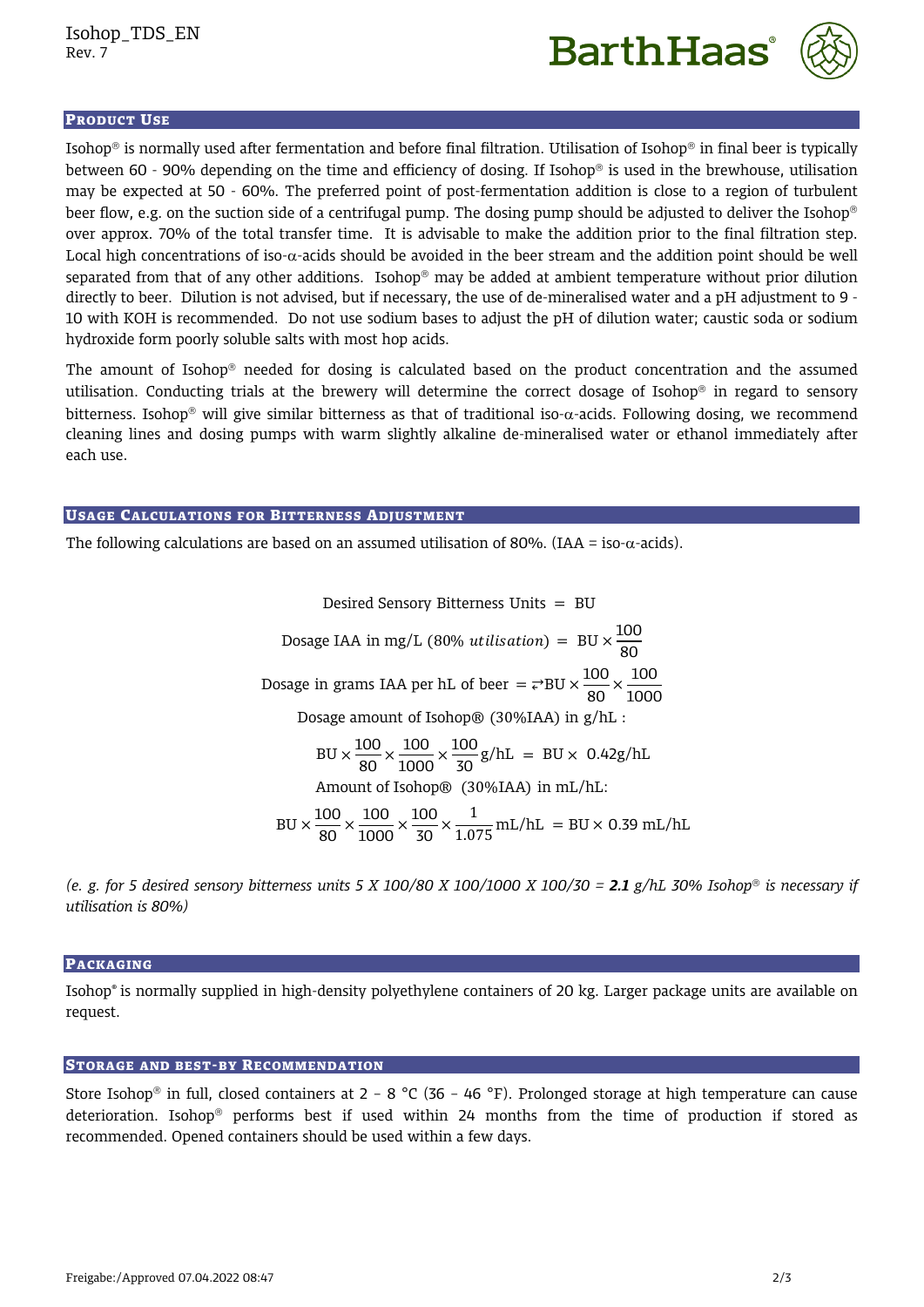## Product Use

Isohop® is normally used after fermentation and before final filtration. Utilisation of Isohop® in final beer is typically between 60 - 90% depending on the time and efficiency of dosing. If Isohop® is used in the brewhouse, utilisation may be expected at 50 - 60%. The preferred point of post-fermentation addition is close to a region of turbulent beer flow, e.g. on the suction side of a centrifugal pump. The dosing pump should be adjusted to deliver the Isohop® over approx. 70% of the total transfer time. It is advisable to make the addition prior to the final filtration step. Local high concentrations of iso-α-acids should be avoided in the beer stream and the addition point should be well separated from that of any other additions. Isohop® may be added at ambient temperature without prior dilution directly to beer. Dilution is not advised, but if necessary, the use of de-mineralised water and a pH adjustment to 9 - 10 with KOH is recommended. Do not use sodium bases to adjust the pH of dilution water; caustic soda or sodium hydroxide form poorly soluble salts with most hop acids.

The amount of Isohop® needed for dosing is calculated based on the product concentration and the assumed utilisation. Conducting trials at the brewery will determine the correct dosage of Isohop® in regard to sensory bitterness. Isohop® will give similar bitterness as that of traditional iso-α-acids. Following dosing, we recommend cleaning lines and dosing pumps with warm slightly alkaline de-mineralised water or ethanol immediately after each use.

## Usage Calculations for Bitterness Adjustment

The following calculations are based on an assumed utilisation of 80%. (IAA = iso-α-acids).

$$\text{Desired Sensory Bitterness Units} = \text{BU}$$

$$\text{Dosage IAA in mg/L } (80\%\ utilisation) = \text{BU} \times \frac{100}{80}$$

$$\text{Dosage in grams IAA per hL of beer} = \text{BU} \times \frac{100}{80} \times \frac{100}{1000}$$

Dosage amount of Isohop® (30%IAA) in g/hL :

$$\text{BU} \times \frac{100}{80} \times \frac{100}{1000} \times \frac{100}{30}\,\text{g/hL} = \text{BU} \times 0.42\,\text{g/hL}$$

Amount of Isohop® (30%IAA) in mL/hL:

$$\text{BU} \times \frac{100}{80} \times \frac{100}{1000} \times \frac{100}{30} \times \frac{1}{1.075}\,\text{mL/hL} = \text{BU} \times 0.39\,\text{mL/hL}$$

*(e. g. for 5 desired sensory bitterness units 5 X 100/80 X 100/1000 X 100/30 = **2.1** g/hL 30% Isohop® is necessary if utilisation is 80%)*

## Packaging

Isohop® is normally supplied in high-density polyethylene containers of 20 kg. Larger package units are available on request.

## Storage and best-by Recommendation

Store Isohop® in full, closed containers at 2 – 8 °C (36 – 46 °F). Prolonged storage at high temperature can cause deterioration. Isohop® performs best if used within 24 months from the time of production if stored as recommended. Opened containers should be used within a few days.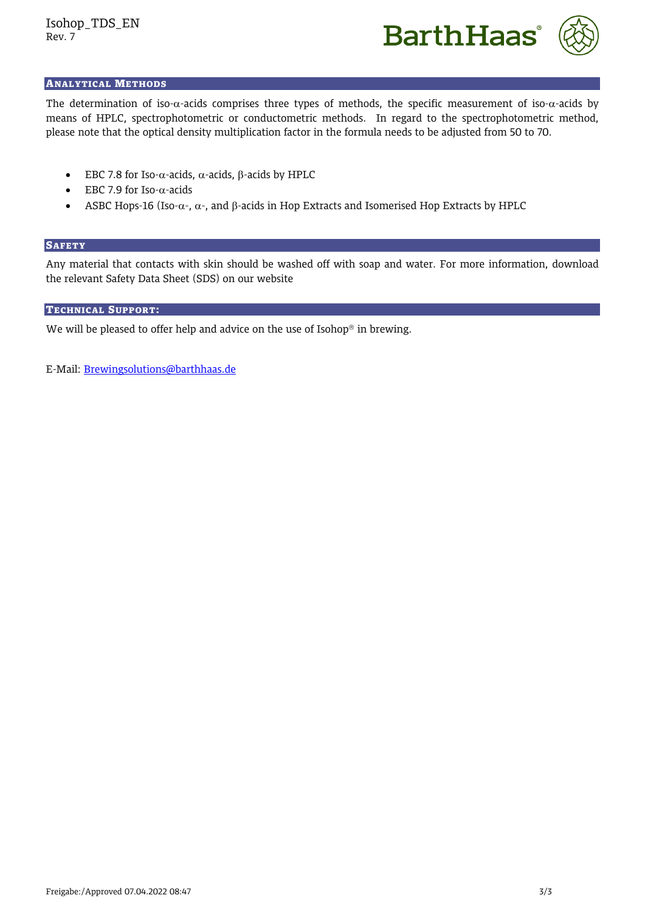## Analytical Methods

The determination of iso-α-acids comprises three types of methods, the specific measurement of iso-α-acids by means of HPLC, spectrophotometric or conductometric methods. In regard to the spectrophotometric method, please note that the optical density multiplication factor in the formula needs to be adjusted from 50 to 70.

- EBC 7.8 for Iso-α-acids, α-acids, β-acids by HPLC
- EBC 7.9 for Iso-α-acids
- ASBC Hops-16 (Iso-α-, α-, and β-acids in Hop Extracts and Isomerised Hop Extracts by HPLC

## Safety

Any material that contacts with skin should be washed off with soap and water. For more information, download the relevant Safety Data Sheet (SDS) on our website

## Technical Support:

We will be pleased to offer help and advice on the use of Isohop® in brewing.

E-Mail: Brewingsolutions@barthhaas.de

Freigabe:/Approved 07.04.2022 08:47